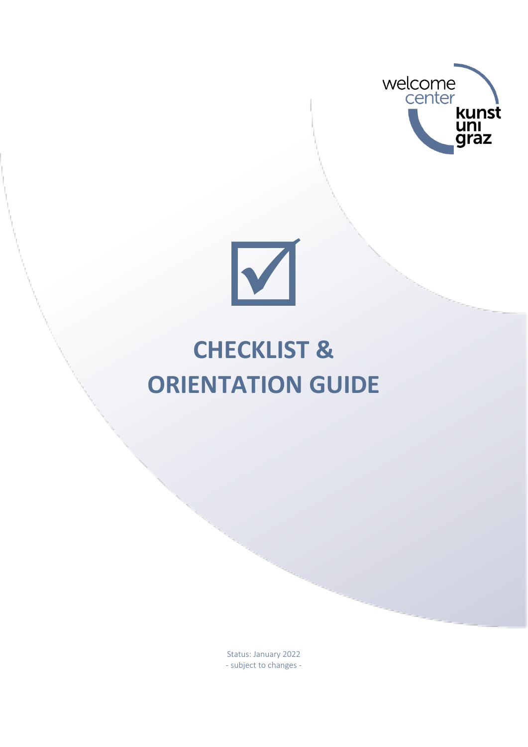welcome center kunst uni graz

# CHECKLIST & ORIENTATION GUIDE

Status: January 2022
- subject to changes -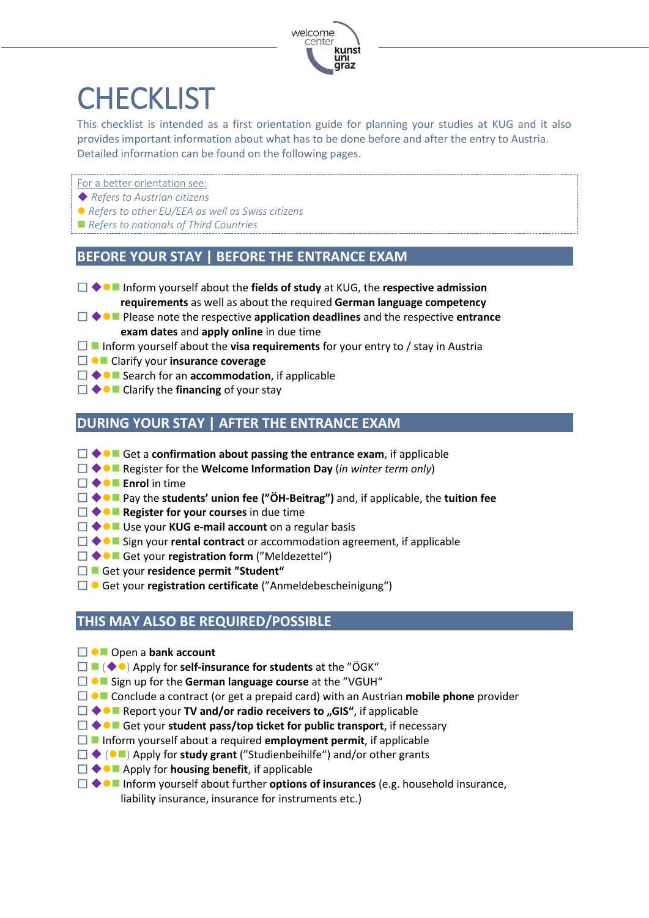# CHECKLIST

This checklist is intended as a first orientation guide for planning your studies at KUG and it also provides important information about what has to be done before and after the entry to Austria. Detailed information can be found on the following pages.

For a better orientation see:
◆ *Refers to Austrian citizens*
● *Refers to other EU/EEA as well as Swiss citizens*
■ *Refers to nationals of Third Countries*

## BEFORE YOUR STAY | BEFORE THE ENTRANCE EXAM

- ☐ ◆●■ Inform yourself about the **fields of study** at KUG, the **respective admission requirements** as well as about the required **German language competency**
- ☐ ◆●■ Please note the respective **application deadlines** and the respective **entrance exam dates** and **apply online** in due time
- ☐ ■ Inform yourself about the **visa requirements** for your entry to / stay in Austria
- ☐ ●■ Clarify your **insurance coverage**
- ☐ ◆●■ Search for an **accommodation**, if applicable
- ☐ ◆●■ Clarify the **financing** of your stay

## DURING YOUR STAY | AFTER THE ENTRANCE EXAM

- ☐ ◆●■ Get a **confirmation about passing the entrance exam**, if applicable
- ☐ ◆●■ Register for the **Welcome Information Day** (*in winter term only*)
- ☐ ◆●■ **Enrol** in time
- ☐ ◆●■ Pay the **students' union fee ("ÖH-Beitrag")** and, if applicable, the **tuition fee**
- ☐ ◆●■ **Register for your courses** in due time
- ☐ ◆●■ Use your **KUG e-mail account** on a regular basis
- ☐ ◆●■ Sign your **rental contract** or accommodation agreement, if applicable
- ☐ ◆●■ Get your **registration form** ("Meldezettel")
- ☐ ■ Get your **residence permit "Student"**
- ☐ ● Get your **registration certificate** ("Anmeldebescheinigung")

## THIS MAY ALSO BE REQUIRED/POSSIBLE

- ☐ ●■ Open a **bank account**
- ☐ ■ (◆●) Apply for **self-insurance for students** at the "ÖGK"
- ☐ ●■ Sign up for the **German language course** at the "VGUH"
- ☐ ●■ Conclude a contract (or get a prepaid card) with an Austrian **mobile phone** provider
- ☐ ◆●■ Report your **TV and/or radio receivers to „GIS"**, if applicable
- ☐ ◆●■ Get your **student pass/top ticket for public transport**, if necessary
- ☐ ■ Inform yourself about a required **employment permit**, if applicable
- ☐ ◆ (●■) Apply for **study grant** ("Studienbeihilfe") and/or other grants
- ☐ ◆●■ Apply for **housing benefit**, if applicable
- ☐ ◆●■ Inform yourself about further **options of insurances** (e.g. household insurance, liability insurance, insurance for instruments etc.)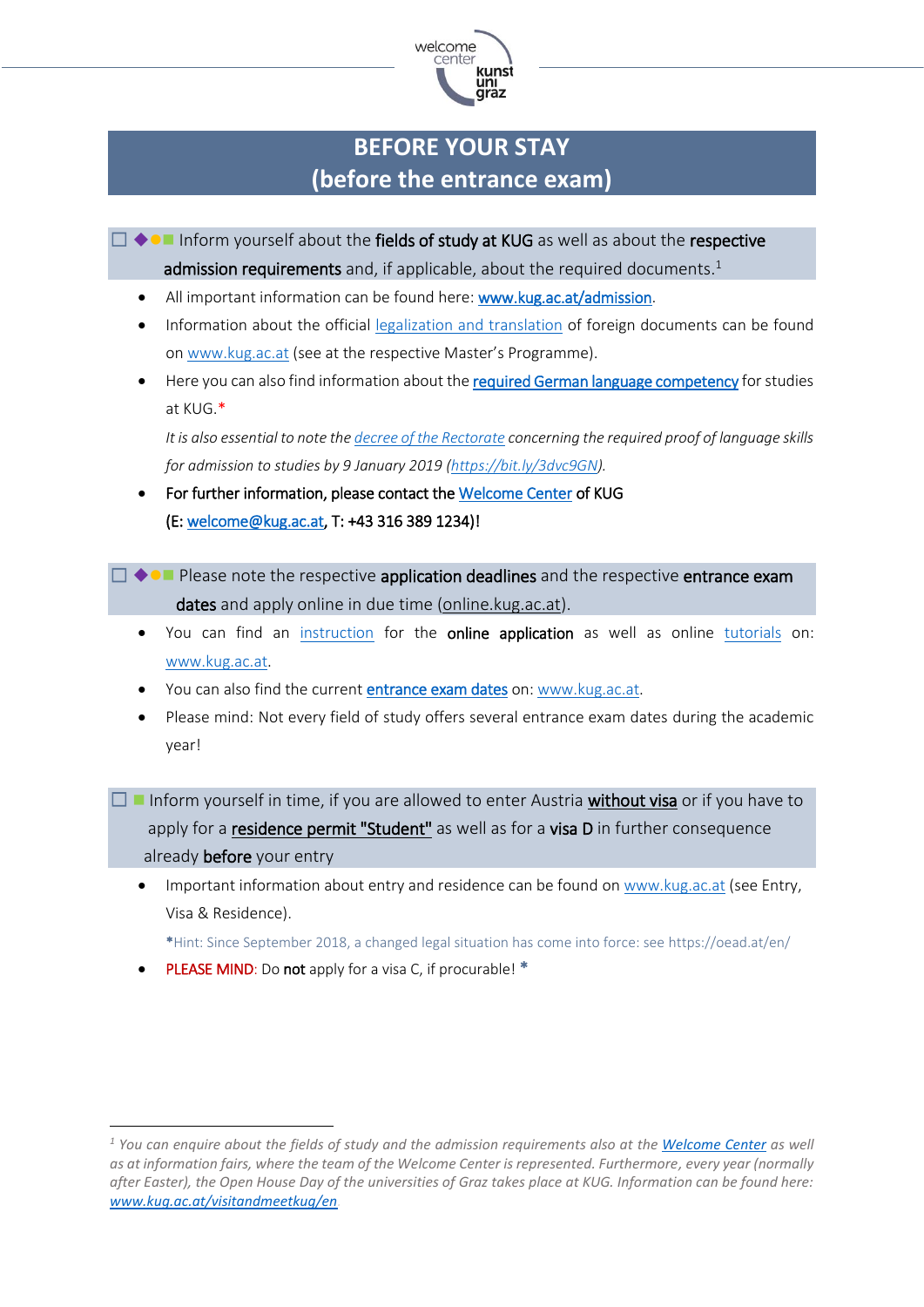# BEFORE YOUR STAY
# (before the entrance exam)

☐ ◆●■ Inform yourself about the **fields of study at KUG** as well as about the **respective admission requirements** and, if applicable, about the required documents.[1]

- All important information can be found here: **www.kug.ac.at/admission**.
- Information about the official legalization and translation of foreign documents can be found on www.kug.ac.at (see at the respective Master's Programme).
- Here you can also find information about the **required German language competency** for studies at KUG.*

  *It is also essential to note the decree of the Rectorate concerning the required proof of language skills for admission to studies by 9 January 2019 (https://bit.ly/3dvc9GN).*
- **For further information, please contact the Welcome Center of KUG (E: welcome@kug.ac.at, T: +43 316 389 1234)!**

☐ ◆●■ Please note the respective **application deadlines** and the respective **entrance exam dates** and apply online in due time (online.kug.ac.at).

- You can find an instruction for the **online application** as well as online tutorials on: www.kug.ac.at.
- You can also find the current **entrance exam dates** on: www.kug.ac.at.
- Please mind: Not every field of study offers several entrance exam dates during the academic year!

☐ ■ Inform yourself in time, if you are allowed to enter Austria **without visa** or if you have to apply for a **residence permit "Student"** as well as for a **visa D** in further consequence already **before** your entry

- Important information about entry and residence can be found on www.kug.ac.at (see Entry, Visa & Residence).

  *Hint: Since September 2018, a changed legal situation has come into force: see https://oead.at/en/
- PLEASE MIND: Do **not** apply for a visa C, if procurable! *

---

[1] *You can enquire about the fields of study and the admission requirements also at the Welcome Center as well as at information fairs, where the team of the Welcome Center is represented. Furthermore, every year (normally after Easter), the Open House Day of the universities of Graz takes place at KUG. Information can be found here: www.kug.ac.at/visitandmeetkug/en*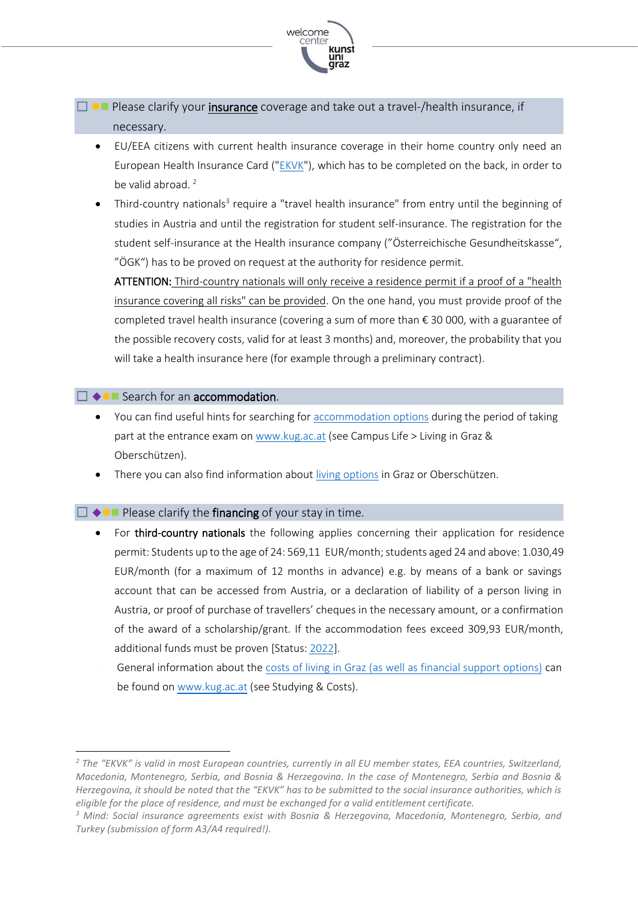☐ Please clarify your **insurance** coverage and take out a travel-/health insurance, if necessary.

- EU/EEA citizens with current health insurance coverage in their home country only need an European Health Insurance Card ("EKVK"), which has to be completed on the back, in order to be valid abroad. [2]
- Third-country nationals[3] require a "travel health insurance" from entry until the beginning of studies in Austria and until the registration for student self-insurance. The registration for the student self-insurance at the Health insurance company ("Österreichische Gesundheitskasse", "ÖGK") has to be proved on request at the authority for residence permit.

  ATTENTION: Third-country nationals will only receive a residence permit if a proof of a "health insurance covering all risks" can be provided. On the one hand, you must provide proof of the completed travel health insurance (covering a sum of more than € 30 000, with a guarantee of the possible recovery costs, valid for at least 3 months) and, moreover, the probability that you will take a health insurance here (for example through a preliminary contract).

☐ Search for an **accommodation**.

- You can find useful hints for searching for accommodation options during the period of taking part at the entrance exam on www.kug.ac.at (see Campus Life > Living in Graz & Oberschützen).
- There you can also find information about living options in Graz or Oberschützen.

☐ Please clarify the **financing** of your stay in time.

- For **third-country nationals** the following applies concerning their application for residence permit: Students up to the age of 24: 569,11 EUR/month; students aged 24 and above: 1.030,49 EUR/month (for a maximum of 12 months in advance) e.g. by means of a bank or savings account that can be accessed from Austria, or a declaration of liability of a person living in Austria, or proof of purchase of travellers' cheques in the necessary amount, or a confirmation of the award of a scholarship/grant. If the accommodation fees exceed 309,93 EUR/month, additional funds must be proven [Status: 2022].

  General information about the costs of living in Graz (as well as financial support options) can be found on www.kug.ac.at (see Studying & Costs).

---

[2] *The "EKVK" is valid in most European countries, currently in all EU member states, EEA countries, Switzerland, Macedonia, Montenegro, Serbia, and Bosnia & Herzegovina. In the case of Montenegro, Serbia and Bosnia & Herzegovina, it should be noted that the "EKVK" has to be submitted to the social insurance authorities, which is eligible for the place of residence, and must be exchanged for a valid entitlement certificate.*

[3] *Mind: Social insurance agreements exist with Bosnia & Herzegovina, Macedonia, Montenegro, Serbia, and Turkey (submission of form A3/A4 required!).*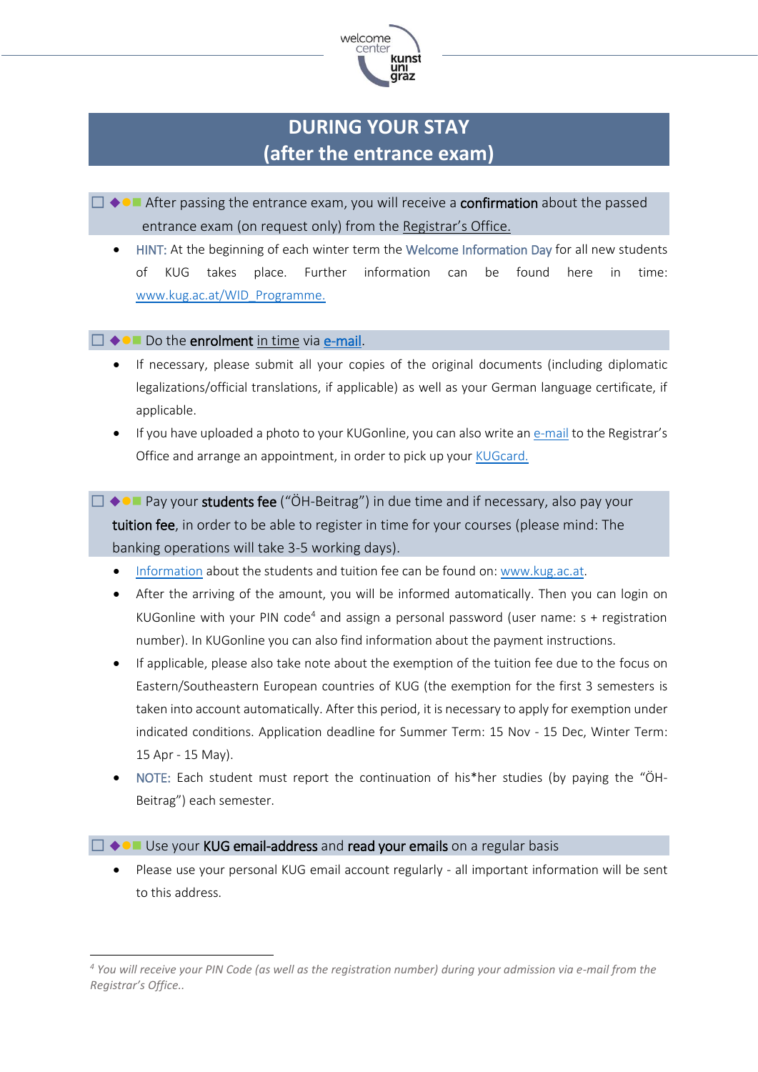# DURING YOUR STAY
# (after the entrance exam)

☐ ◆●■ After passing the entrance exam, you will receive a **confirmation** about the passed entrance exam (on request only) from the Registrar's Office.

- HINT: At the beginning of each winter term the Welcome Information Day for all new students of KUG takes place. Further information can be found here in time: www.kug.ac.at/WID_Programme.

☐ ◆●■ Do the **enrolment** in time via e-mail.

- If necessary, please submit all your copies of the original documents (including diplomatic legalizations/official translations, if applicable) as well as your German language certificate, if applicable.
- If you have uploaded a photo to your KUGonline, you can also write an e-mail to the Registrar's Office and arrange an appointment, in order to pick up your KUGcard.

☐ ◆●■ Pay your **students fee** ("ÖH-Beitrag") in due time and if necessary, also pay your **tuition fee**, in order to be able to register in time for your courses (please mind: The banking operations will take 3-5 working days).

- Information about the students and tuition fee can be found on: www.kug.ac.at.
- After the arriving of the amount, you will be informed automatically. Then you can login on KUGonline with your PIN code[4] and assign a personal password (user name: s + registration number). In KUGonline you can also find information about the payment instructions.
- If applicable, please also take note about the exemption of the tuition fee due to the focus on Eastern/Southeastern European countries of KUG (the exemption for the first 3 semesters is taken into account automatically. After this period, it is necessary to apply for exemption under indicated conditions. Application deadline for Summer Term: 15 Nov - 15 Dec, Winter Term: 15 Apr - 15 May).
- NOTE: Each student must report the continuation of his*her studies (by paying the "ÖH-Beitrag") each semester.

☐ ◆●■ Use your **KUG email-address** and **read your emails** on a regular basis

- Please use your personal KUG email account regularly - all important information will be sent to this address.

---

[4] *You will receive your PIN Code (as well as the registration number) during your admission via e-mail from the Registrar's Office..*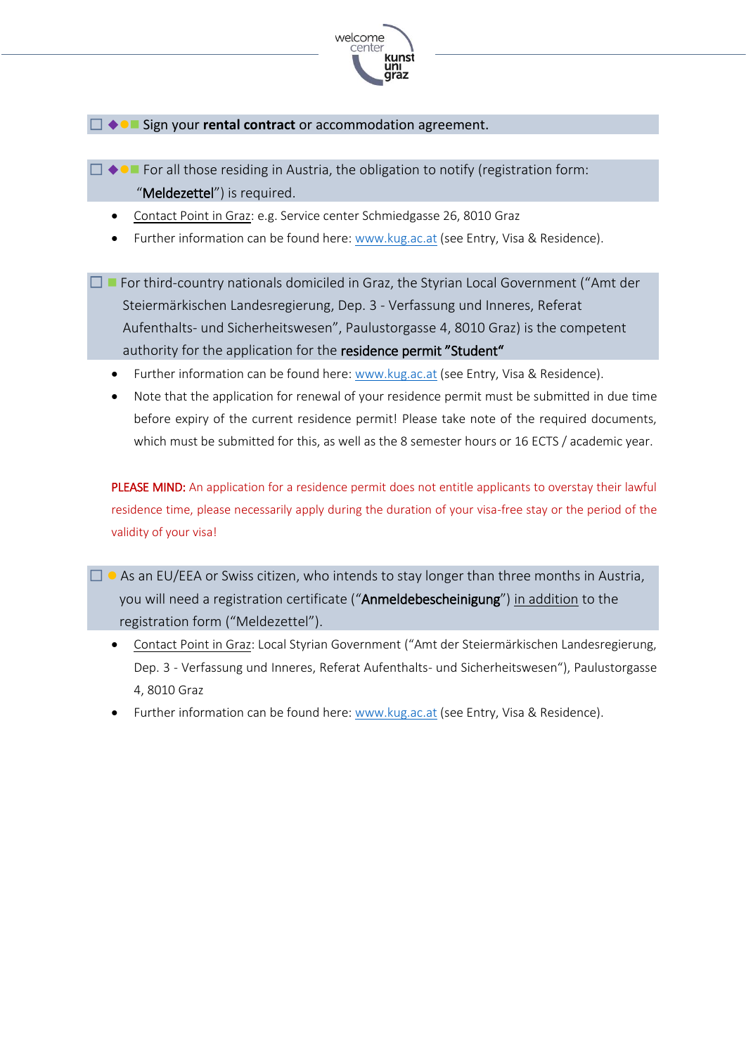☐ ◆●■ Sign your **rental contract** or accommodation agreement.

☐ ◆●■ For all those residing in Austria, the obligation to notify (registration form: "**Meldezettel**") is required.

- Contact Point in Graz: e.g. Service center Schmiedgasse 26, 8010 Graz
- Further information can be found here: [www.kug.ac.at](http://www.kug.ac.at) (see Entry, Visa & Residence).

☐ ■ For third-country nationals domiciled in Graz, the Styrian Local Government ("Amt der Steiermärkischen Landesregierung, Dep. 3 - Verfassung und Inneres, Referat Aufenthalts- und Sicherheitswesen", Paulustorgasse 4, 8010 Graz) is the competent authority for the application for the **residence permit "Student"**

- Further information can be found here: [www.kug.ac.at](http://www.kug.ac.at) (see Entry, Visa & Residence).
- Note that the application for renewal of your residence permit must be submitted in due time before expiry of the current residence permit! Please take note of the required documents, which must be submitted for this, as well as the 8 semester hours or 16 ECTS / academic year.

PLEASE MIND: An application for a residence permit does not entitle applicants to overstay their lawful residence time, please necessarily apply during the duration of your visa-free stay or the period of the validity of your visa!

☐ ● As an EU/EEA or Swiss citizen, who intends to stay longer than three months in Austria, you will need a registration certificate ("**Anmeldebescheinigung**") in addition to the registration form ("Meldezettel").

- Contact Point in Graz: Local Styrian Government ("Amt der Steiermärkischen Landesregierung, Dep. 3 - Verfassung und Inneres, Referat Aufenthalts- und Sicherheitswesen"), Paulustorgasse 4, 8010 Graz
- Further information can be found here: [www.kug.ac.at](http://www.kug.ac.at) (see Entry, Visa & Residence).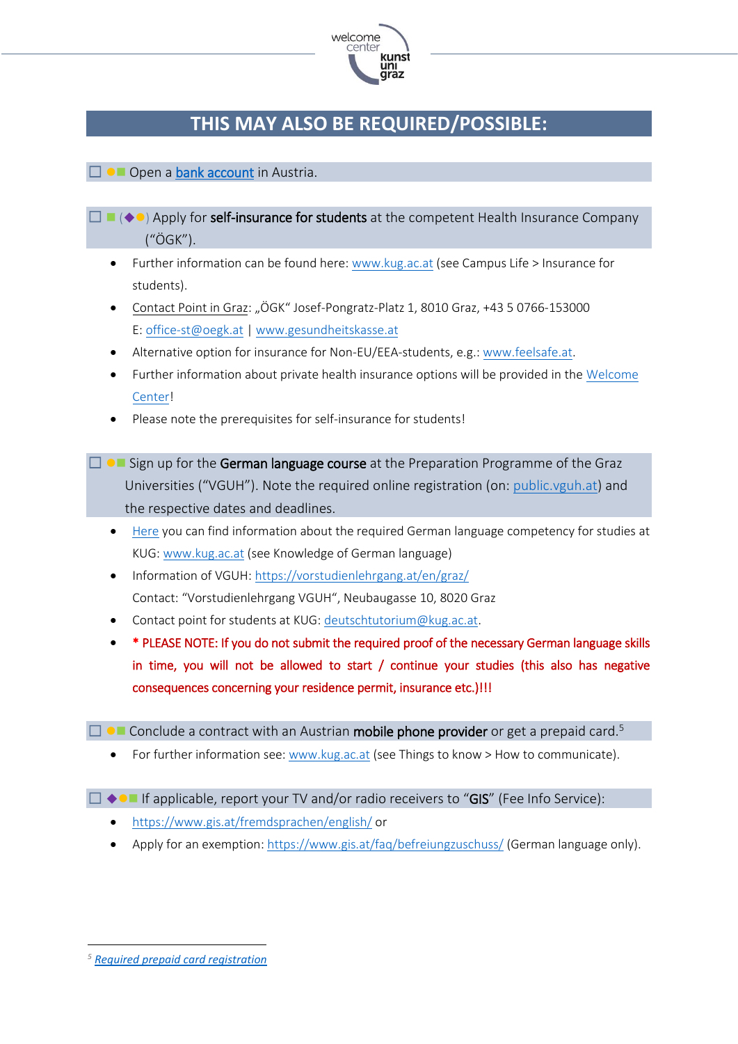## THIS MAY ALSO BE REQUIRED/POSSIBLE:

☐ ●■ Open a bank account in Austria.

☐ ■ (◆●) Apply for **self-insurance for students** at the competent Health Insurance Company ("ÖGK").

- Further information can be found here: www.kug.ac.at (see Campus Life > Insurance for students).
- Contact Point in Graz: „ÖGK" Josef-Pongratz-Platz 1, 8010 Graz, +43 5 0766-153000 E: office-st@oegk.at | www.gesundheitskasse.at
- Alternative option for insurance for Non-EU/EEA-students, e.g.: www.feelsafe.at.
- Further information about private health insurance options will be provided in the Welcome Center!
- Please note the prerequisites for self-insurance for students!

☐ ●■ Sign up for the **German language course** at the Preparation Programme of the Graz Universities ("VGUH"). Note the required online registration (on: public.vguh.at) and the respective dates and deadlines.

- Here you can find information about the required German language competency for studies at KUG: www.kug.ac.at (see Knowledge of German language)
- Information of VGUH: https://vorstudienlehrgang.at/en/graz/ Contact: "Vorstudienlehrgang VGUH", Neubaugasse 10, 8020 Graz
- Contact point for students at KUG: deutschtutorium@kug.ac.at.
- * PLEASE NOTE: If you do not submit the required proof of the necessary German language skills in time, you will not be allowed to start / continue your studies (this also has negative consequences concerning your residence permit, insurance etc.)!!!

☐ ●■ Conclude a contract with an Austrian **mobile phone provider** or get a prepaid card.[5]

- For further information see: www.kug.ac.at (see Things to know > How to communicate).

☐ ◆●■ If applicable, report your TV and/or radio receivers to "**GIS**" (Fee Info Service):

- https://www.gis.at/fremdsprachen/english/ or
- Apply for an exemption: https://www.gis.at/faq/befreiungzuschuss/ (German language only).

[5] *Required prepaid card registration*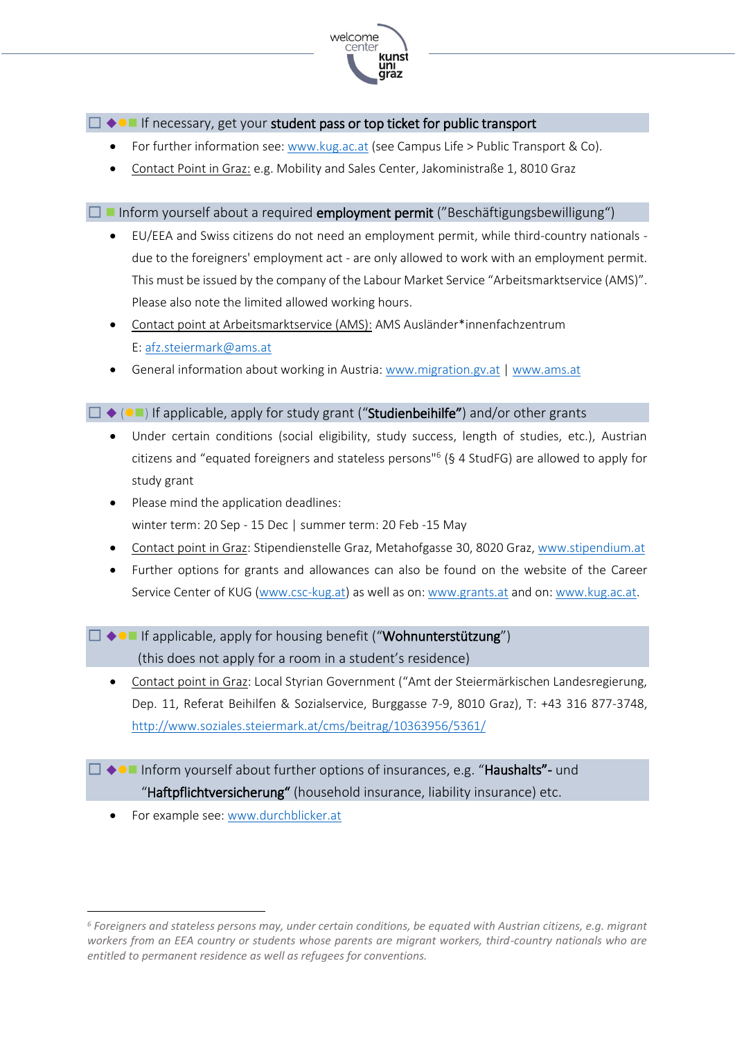☐ ◆●■ If necessary, get your **student pass or top ticket for public transport**

- For further information see: www.kug.ac.at (see Campus Life > Public Transport & Co).
- Contact Point in Graz: e.g. Mobility and Sales Center, Jakoministraße 1, 8010 Graz

☐ ■ Inform yourself about a required **employment permit** ("Beschäftigungsbewilligung")

- EU/EEA and Swiss citizens do not need an employment permit, while third-country nationals - due to the foreigners' employment act - are only allowed to work with an employment permit. This must be issued by the company of the Labour Market Service "Arbeitsmarktservice (AMS)". Please also note the limited allowed working hours.
- Contact point at Arbeitsmarktservice (AMS): AMS Ausländer*innenfachzentrum
  E: afz.steiermark@ams.at
- General information about working in Austria: www.migration.gv.at | www.ams.at

☐ ◆ (●■) If applicable, apply for study grant ("**Studienbeihilfe"**) and/or other grants

- Under certain conditions (social eligibility, study success, length of studies, etc.), Austrian citizens and "equated foreigners and stateless persons"[6] (§ 4 StudFG) are allowed to apply for study grant
- Please mind the application deadlines:
  winter term: 20 Sep - 15 Dec | summer term: 20 Feb -15 May
- Contact point in Graz: Stipendienstelle Graz, Metahofgasse 30, 8020 Graz, www.stipendium.at
- Further options for grants and allowances can also be found on the website of the Career Service Center of KUG (www.csc-kug.at) as well as on: www.grants.at and on: www.kug.ac.at.

☐ ◆●■ If applicable, apply for housing benefit ("**Wohnunterstützung**")
(this does not apply for a room in a student's residence)

- Contact point in Graz: Local Styrian Government ("Amt der Steiermärkischen Landesregierung, Dep. 11, Referat Beihilfen & Sozialservice, Burggasse 7-9, 8010 Graz), T: +43 316 877-3748, http://www.soziales.steiermark.at/cms/beitrag/10363956/5361/

☐ ◆●■ Inform yourself about further options of insurances, e.g. "**Haushalts"-** und "**Haftpflichtversicherung"** (household insurance, liability insurance) etc.

- For example see: www.durchblicker.at

---

*[6] Foreigners and stateless persons may, under certain conditions, be equated with Austrian citizens, e.g. migrant workers from an EEA country or students whose parents are migrant workers, third-country nationals who are entitled to permanent residence as well as refugees for conventions.*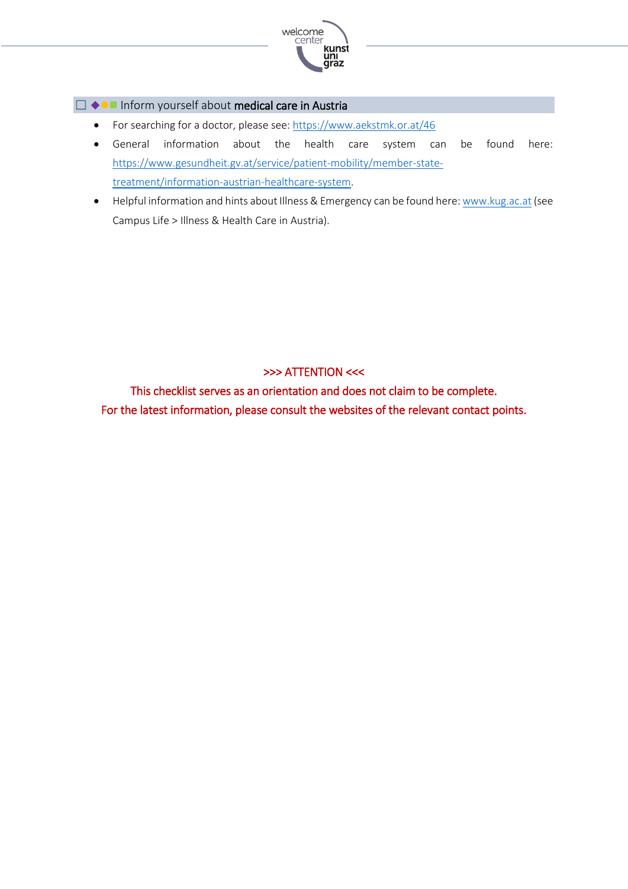☐ ◆●■ Inform yourself about **medical care in Austria**

- For searching for a doctor, please see: https://www.aekstmk.or.at/46
- General information about the health care system can be found here: https://www.gesundheit.gv.at/service/patient-mobility/member-state-treatment/information-austrian-healthcare-system.
- Helpful information and hints about Illness & Emergency can be found here: www.kug.ac.at (see Campus Life > Illness & Health Care in Austria).

>>> ATTENTION <<<

This checklist serves as an orientation and does not claim to be complete.

For the latest information, please consult the websites of the relevant contact points.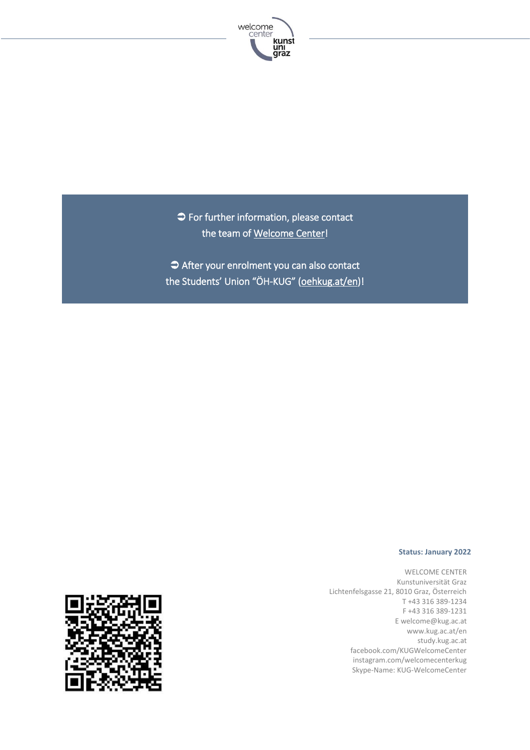➲ For further information, please contact the team of Welcome Center!

➲ After your enrolment you can also contact the Students' Union "ÖH-KUG" (oehkug.at/en)!

**Status: January 2022**

WELCOME CENTER
Kunstuniversität Graz
Lichtenfelsgasse 21, 8010 Graz, Österreich
T +43 316 389-1234
F +43 316 389-1231
E welcome@kug.ac.at
www.kug.ac.at/en
study.kug.ac.at
facebook.com/KUGWelcomeCenter
instagram.com/welcomecenterkug
Skype-Name: KUG-WelcomeCenter